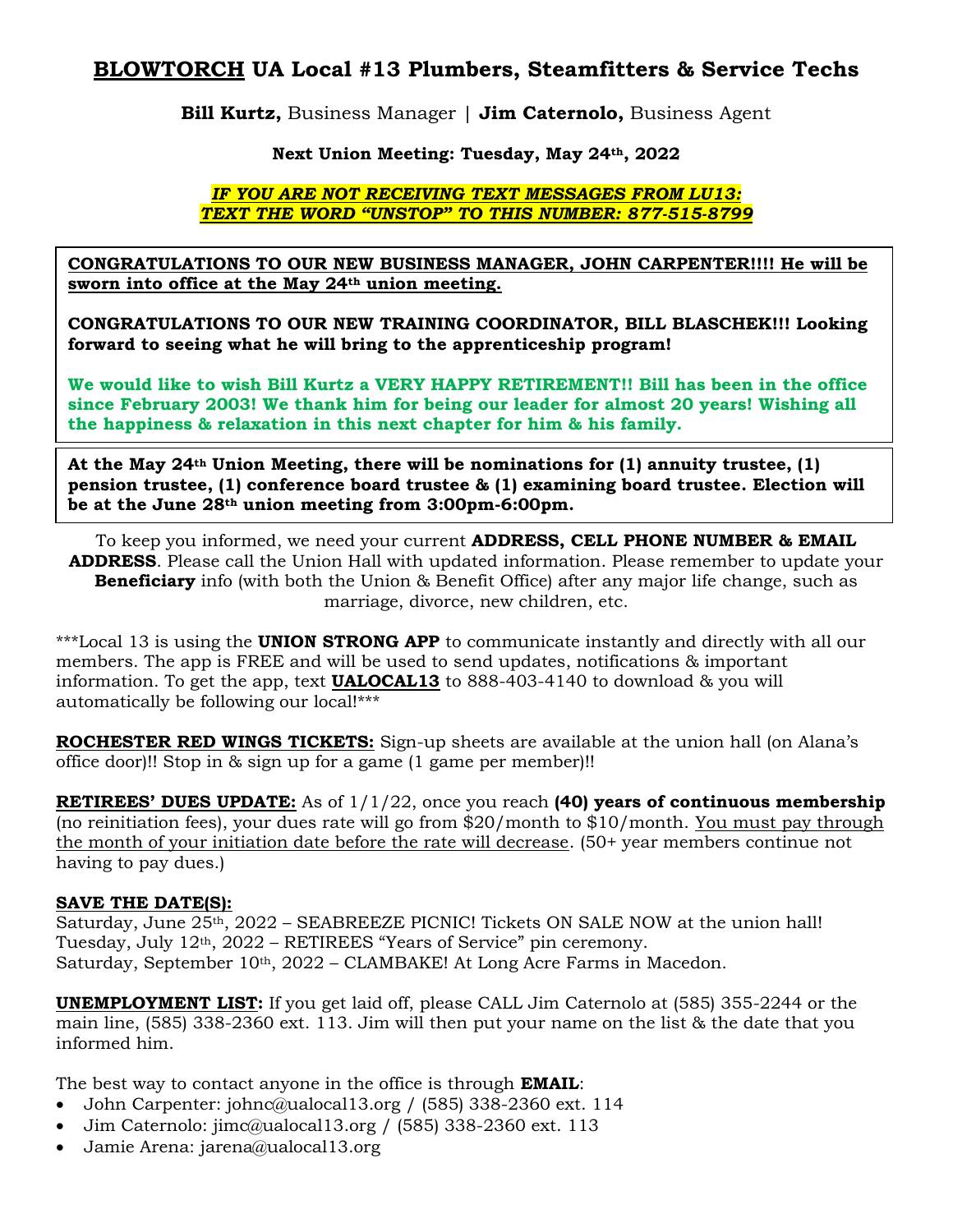# **<u>BLOWTORCH</u> UA Local #13 Plumbers, Steamfitters & Service Techs**

**Bill Kurtz,** Business Manager | **Jim Caternolo,** Business Agent

**Next Union Meeting: Tuesday, May 24th, 2022**

***<u>IF YOU ARE NOT RECEIVING TEXT MESSAGES FROM LU13: TEXT THE WORD "UNSTOP" TO THIS NUMBER: 877-515-8799</u>***

**<u>CONGRATULATIONS TO OUR NEW BUSINESS MANAGER, JOHN CARPENTER!!!! He will be sworn into office at the May 24th union meeting.</u>**

**CONGRATULATIONS TO OUR NEW TRAINING COORDINATOR, BILL BLASCHEK!!! Looking forward to seeing what he will bring to the apprenticeship program!**

**We would like to wish Bill Kurtz a VERY HAPPY RETIREMENT!! Bill has been in the office since February 2003! We thank him for being our leader for almost 20 years! Wishing all the happiness & relaxation in this next chapter for him & his family.**

**At the May 24th Union Meeting, there will be nominations for (1) annuity trustee, (1) pension trustee, (1) conference board trustee & (1) examining board trustee. Election will be at the June 28th union meeting from 3:00pm-6:00pm.**

To keep you informed, we need your current **ADDRESS, CELL PHONE NUMBER & EMAIL ADDRESS**. Please call the Union Hall with updated information. Please remember to update your **Beneficiary** info (with both the Union & Benefit Office) after any major life change, such as marriage, divorce, new children, etc.

***Local 13 is using the **UNION STRONG APP** to communicate instantly and directly with all our members. The app is FREE and will be used to send updates, notifications & important information. To get the app, text **<u>UALOCAL13</u>** to 888-403-4140 to download & you will automatically be following our local!***

**<u>ROCHESTER RED WINGS TICKETS:</u>** Sign-up sheets are available at the union hall (on Alana's office door)!! Stop in & sign up for a game (1 game per member)!!

**<u>RETIREES' DUES UPDATE:</u>** As of 1/1/22, once you reach **(40) years of continuous membership** (no reinitiation fees), your dues rate will go from $20/month to $10/month. <u>You must pay through the month of your initiation date before the rate will decrease</u>. (50+ year members continue not having to pay dues.)

**<u>SAVE THE DATE(S):</u>**
Saturday, June 25th, 2022 – SEABREEZE PICNIC! Tickets ON SALE NOW at the union hall!
Tuesday, July 12th, 2022 – RETIREES "Years of Service" pin ceremony.
Saturday, September 10th, 2022 – CLAMBAKE! At Long Acre Farms in Macedon.

**<u>UNEMPLOYMENT LIST:</u>** If you get laid off, please CALL Jim Caternolo at (585) 355-2244 or the main line, (585) 338-2360 ext. 113. Jim will then put your name on the list & the date that you informed him.

The best way to contact anyone in the office is through **EMAIL**:

- John Carpenter: johnc@ualocal13.org / (585) 338-2360 ext. 114
- Jim Caternolo: jimc@ualocal13.org / (585) 338-2360 ext. 113
- Jamie Arena: jarena@ualocal13.org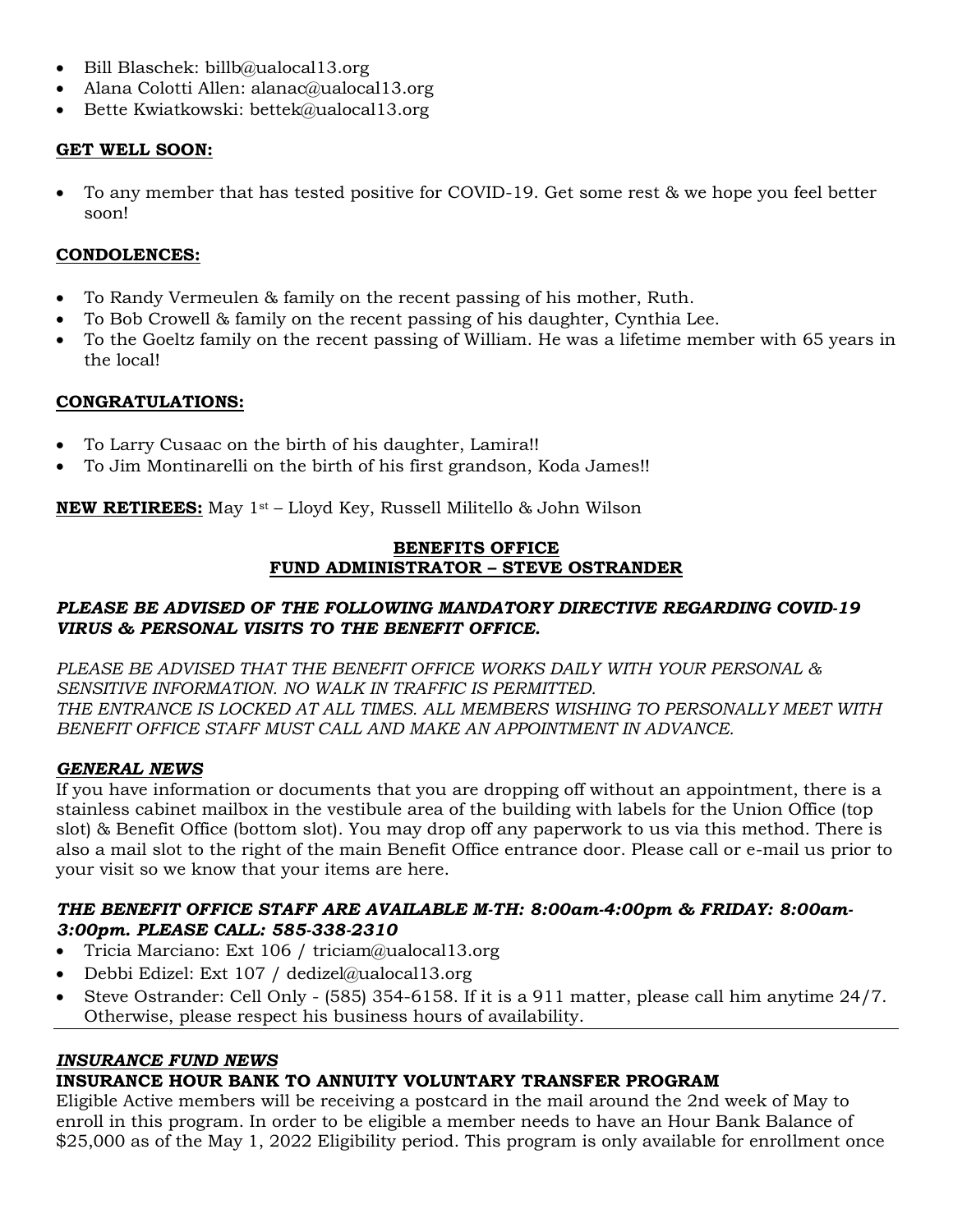- Bill Blaschek: billb@ualocal13.org
- Alana Colotti Allen: alanac@ualocal13.org
- Bette Kwiatkowski: bettek@ualocal13.org

**GET WELL SOON:**

- To any member that has tested positive for COVID-19. Get some rest & we hope you feel better soon!

**CONDOLENCES:**

- To Randy Vermeulen & family on the recent passing of his mother, Ruth.
- To Bob Crowell & family on the recent passing of his daughter, Cynthia Lee.
- To the Goeltz family on the recent passing of William. He was a lifetime member with 65 years in the local!

**CONGRATULATIONS:**

- To Larry Cusaac on the birth of his daughter, Lamira!!
- To Jim Montinarelli on the birth of his first grandson, Koda James!!

**NEW RETIREES:** May 1st – Lloyd Key, Russell Militello & John Wilson

## BENEFITS OFFICE
## FUND ADMINISTRATOR – STEVE OSTRANDER

***PLEASE BE ADVISED OF THE FOLLOWING MANDATORY DIRECTIVE REGARDING COVID-19 VIRUS & PERSONAL VISITS TO THE BENEFIT OFFICE.***

*PLEASE BE ADVISED THAT THE BENEFIT OFFICE WORKS DAILY WITH YOUR PERSONAL & SENSITIVE INFORMATION. NO WALK IN TRAFFIC IS PERMITTED.*
*THE ENTRANCE IS LOCKED AT ALL TIMES. ALL MEMBERS WISHING TO PERSONALLY MEET WITH BENEFIT OFFICE STAFF MUST CALL AND MAKE AN APPOINTMENT IN ADVANCE.*

***GENERAL NEWS***

If you have information or documents that you are dropping off without an appointment, there is a stainless cabinet mailbox in the vestibule area of the building with labels for the Union Office (top slot) & Benefit Office (bottom slot). You may drop off any paperwork to us via this method. There is also a mail slot to the right of the main Benefit Office entrance door. Please call or e-mail us prior to your visit so we know that your items are here.

***THE BENEFIT OFFICE STAFF ARE AVAILABLE M-TH: 8:00am-4:00pm & FRIDAY: 8:00am-3:00pm. PLEASE CALL: 585-338-2310***

- Tricia Marciano: Ext 106 / triciam@ualocal13.org
- Debbi Edizel: Ext 107 / dedizel@ualocal13.org
- Steve Ostrander: Cell Only - (585) 354-6158. If it is a 911 matter, please call him anytime 24/7. Otherwise, please respect his business hours of availability.

---

***INSURANCE FUND NEWS***

**INSURANCE HOUR BANK TO ANNUITY VOLUNTARY TRANSFER PROGRAM**

Eligible Active members will be receiving a postcard in the mail around the 2nd week of May to enroll in this program. In order to be eligible a member needs to have an Hour Bank Balance of $25,000 as of the May 1, 2022 Eligibility period. This program is only available for enrollment once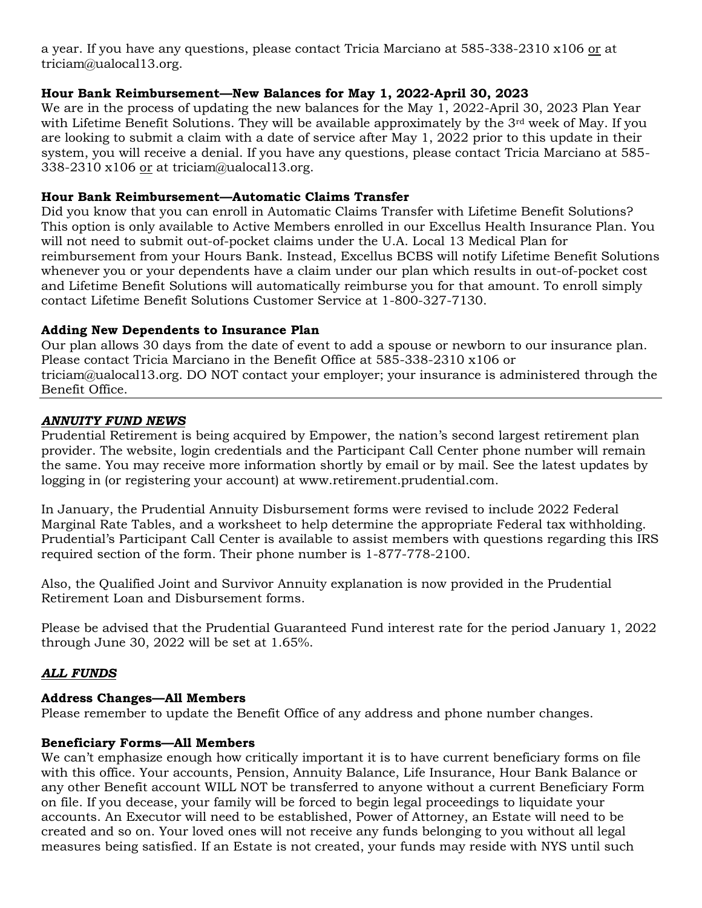a year. If you have any questions, please contact Tricia Marciano at 585-338-2310 x106 <u>or</u> at triciam@ualocal13.org.

**Hour Bank Reimbursement—New Balances for May 1, 2022-April 30, 2023**

We are in the process of updating the new balances for the May 1, 2022-April 30, 2023 Plan Year with Lifetime Benefit Solutions. They will be available approximately by the 3rd week of May. If you are looking to submit a claim with a date of service after May 1, 2022 prior to this update in their system, you will receive a denial. If you have any questions, please contact Tricia Marciano at 585-338-2310 x106 <u>or</u> at triciam@ualocal13.org.

**Hour Bank Reimbursement—Automatic Claims Transfer**

Did you know that you can enroll in Automatic Claims Transfer with Lifetime Benefit Solutions? This option is only available to Active Members enrolled in our Excellus Health Insurance Plan. You will not need to submit out-of-pocket claims under the U.A. Local 13 Medical Plan for reimbursement from your Hours Bank. Instead, Excellus BCBS will notify Lifetime Benefit Solutions whenever you or your dependents have a claim under our plan which results in out-of-pocket cost and Lifetime Benefit Solutions will automatically reimburse you for that amount. To enroll simply contact Lifetime Benefit Solutions Customer Service at 1-800-327-7130.

**Adding New Dependents to Insurance Plan**

Our plan allows 30 days from the date of event to add a spouse or newborn to our insurance plan. Please contact Tricia Marciano in the Benefit Office at 585-338-2310 x106 or triciam@ualocal13.org. DO NOT contact your employer; your insurance is administered through the Benefit Office.

---

***<u>ANNUITY FUND NEWS</u>***

Prudential Retirement is being acquired by Empower, the nation's second largest retirement plan provider. The website, login credentials and the Participant Call Center phone number will remain the same. You may receive more information shortly by email or by mail. See the latest updates by logging in (or registering your account) at www.retirement.prudential.com.

In January, the Prudential Annuity Disbursement forms were revised to include 2022 Federal Marginal Rate Tables, and a worksheet to help determine the appropriate Federal tax withholding. Prudential's Participant Call Center is available to assist members with questions regarding this IRS required section of the form. Their phone number is 1-877-778-2100.

Also, the Qualified Joint and Survivor Annuity explanation is now provided in the Prudential Retirement Loan and Disbursement forms.

Please be advised that the Prudential Guaranteed Fund interest rate for the period January 1, 2022 through June 30, 2022 will be set at 1.65%.

***<u>ALL FUNDS</u>***

**Address Changes—All Members**

Please remember to update the Benefit Office of any address and phone number changes.

**Beneficiary Forms—All Members**

We can't emphasize enough how critically important it is to have current beneficiary forms on file with this office. Your accounts, Pension, Annuity Balance, Life Insurance, Hour Bank Balance or any other Benefit account WILL NOT be transferred to anyone without a current Beneficiary Form on file. If you decease, your family will be forced to begin legal proceedings to liquidate your accounts. An Executor will need to be established, Power of Attorney, an Estate will need to be created and so on. Your loved ones will not receive any funds belonging to you without all legal measures being satisfied. If an Estate is not created, your funds may reside with NYS until such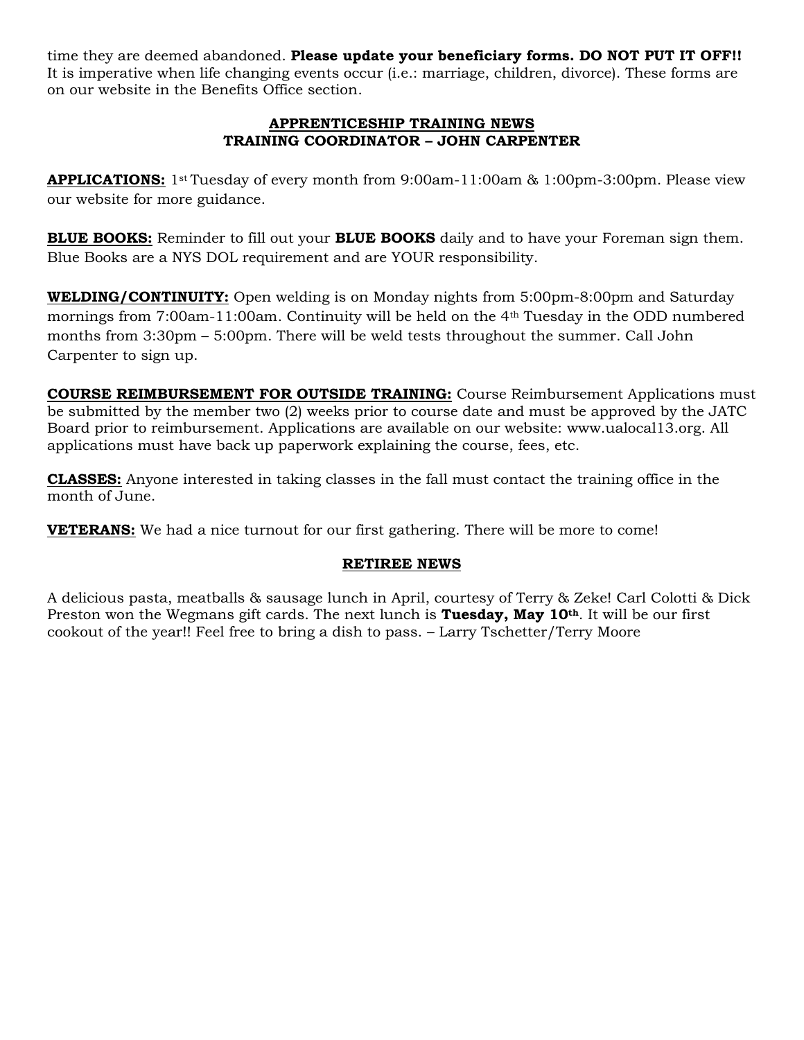time they are deemed abandoned. **Please update your beneficiary forms. DO NOT PUT IT OFF!!** It is imperative when life changing events occur (i.e.: marriage, children, divorce). These forms are on our website in the Benefits Office section.

## APPRENTICESHIP TRAINING NEWS
## TRAINING COORDINATOR – JOHN CARPENTER

**APPLICATIONS:** 1st Tuesday of every month from 9:00am-11:00am & 1:00pm-3:00pm. Please view our website for more guidance.

**BLUE BOOKS:** Reminder to fill out your **BLUE BOOKS** daily and to have your Foreman sign them. Blue Books are a NYS DOL requirement and are YOUR responsibility.

**WELDING/CONTINUITY:** Open welding is on Monday nights from 5:00pm-8:00pm and Saturday mornings from 7:00am-11:00am. Continuity will be held on the 4th Tuesday in the ODD numbered months from 3:30pm – 5:00pm. There will be weld tests throughout the summer. Call John Carpenter to sign up.

**COURSE REIMBURSEMENT FOR OUTSIDE TRAINING:** Course Reimbursement Applications must be submitted by the member two (2) weeks prior to course date and must be approved by the JATC Board prior to reimbursement. Applications are available on our website: www.ualocal13.org. All applications must have back up paperwork explaining the course, fees, etc.

**CLASSES:** Anyone interested in taking classes in the fall must contact the training office in the month of June.

**VETERANS:** We had a nice turnout for our first gathering. There will be more to come!

## RETIREE NEWS

A delicious pasta, meatballs & sausage lunch in April, courtesy of Terry & Zeke! Carl Colotti & Dick Preston won the Wegmans gift cards. The next lunch is **Tuesday, May 10th**. It will be our first cookout of the year!! Feel free to bring a dish to pass. – Larry Tschetter/Terry Moore